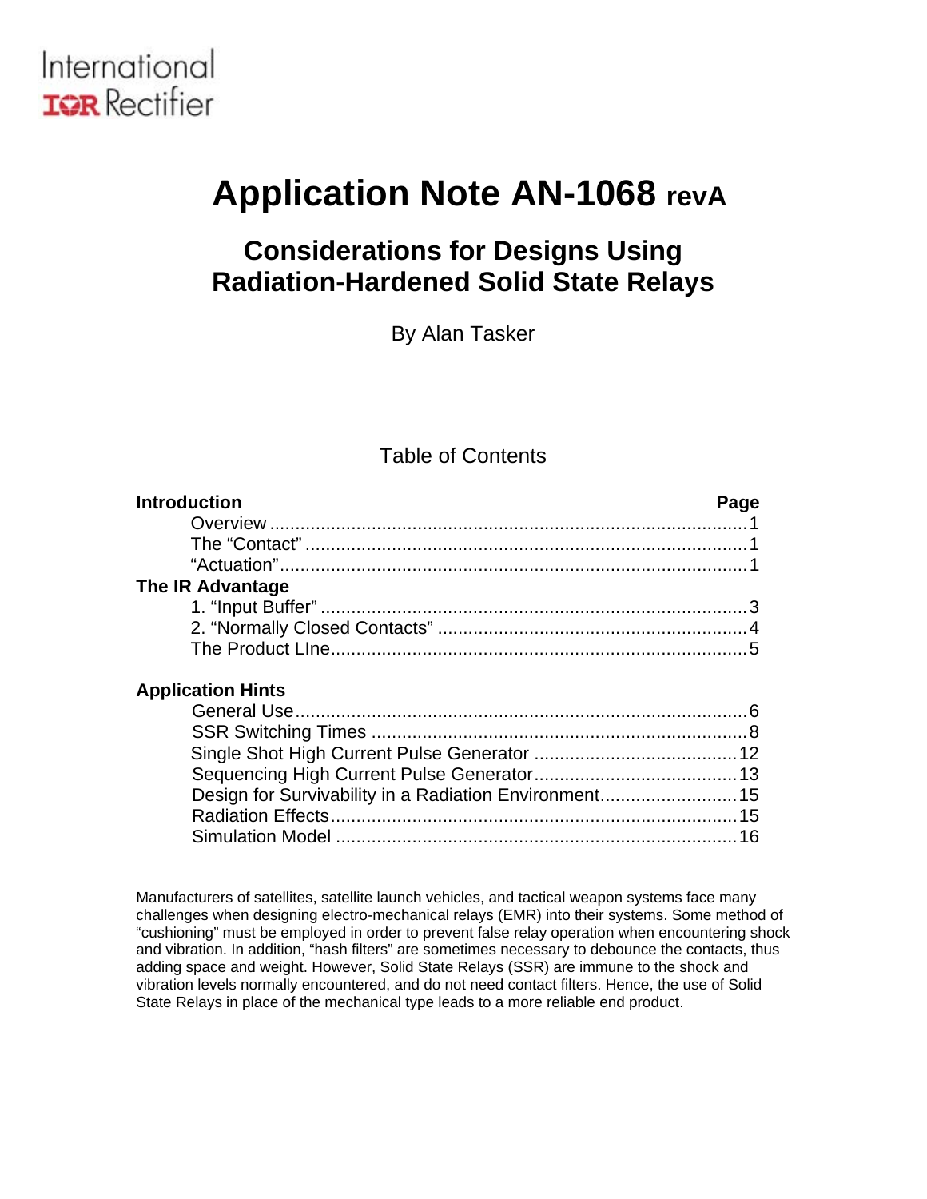International
IOR Rectifier

# Application Note AN-1068 revA

## Considerations for Designs Using Radiation-Hardened Solid State Relays

By Alan Tasker

### Table of Contents

| | Page |
|---|---|
| **Introduction** | |
| Overview | 1 |
| The "Contact" | 1 |
| "Actuation" | 1 |
| **The IR Advantage** | |
| 1. "Input Buffer" | 3 |
| 2. "Normally Closed Contacts" | 4 |
| The Product LIne | 5 |
| **Application Hints** | |
| General Use | 6 |
| SSR Switching Times | 8 |
| Single Shot High Current Pulse Generator | 12 |
| Sequencing High Current Pulse Generator | 13 |
| Design for Survivability in a Radiation Environment | 15 |
| Radiation Effects | 15 |
| Simulation Model | 16 |

Manufacturers of satellites, satellite launch vehicles, and tactical weapon systems face many challenges when designing electro-mechanical relays (EMR) into their systems. Some method of "cushioning" must be employed in order to prevent false relay operation when encountering shock and vibration. In addition, "hash filters" are sometimes necessary to debounce the contacts, thus adding space and weight. However, Solid State Relays (SSR) are immune to the shock and vibration levels normally encountered, and do not need contact filters. Hence, the use of Solid State Relays in place of the mechanical type leads to a more reliable end product.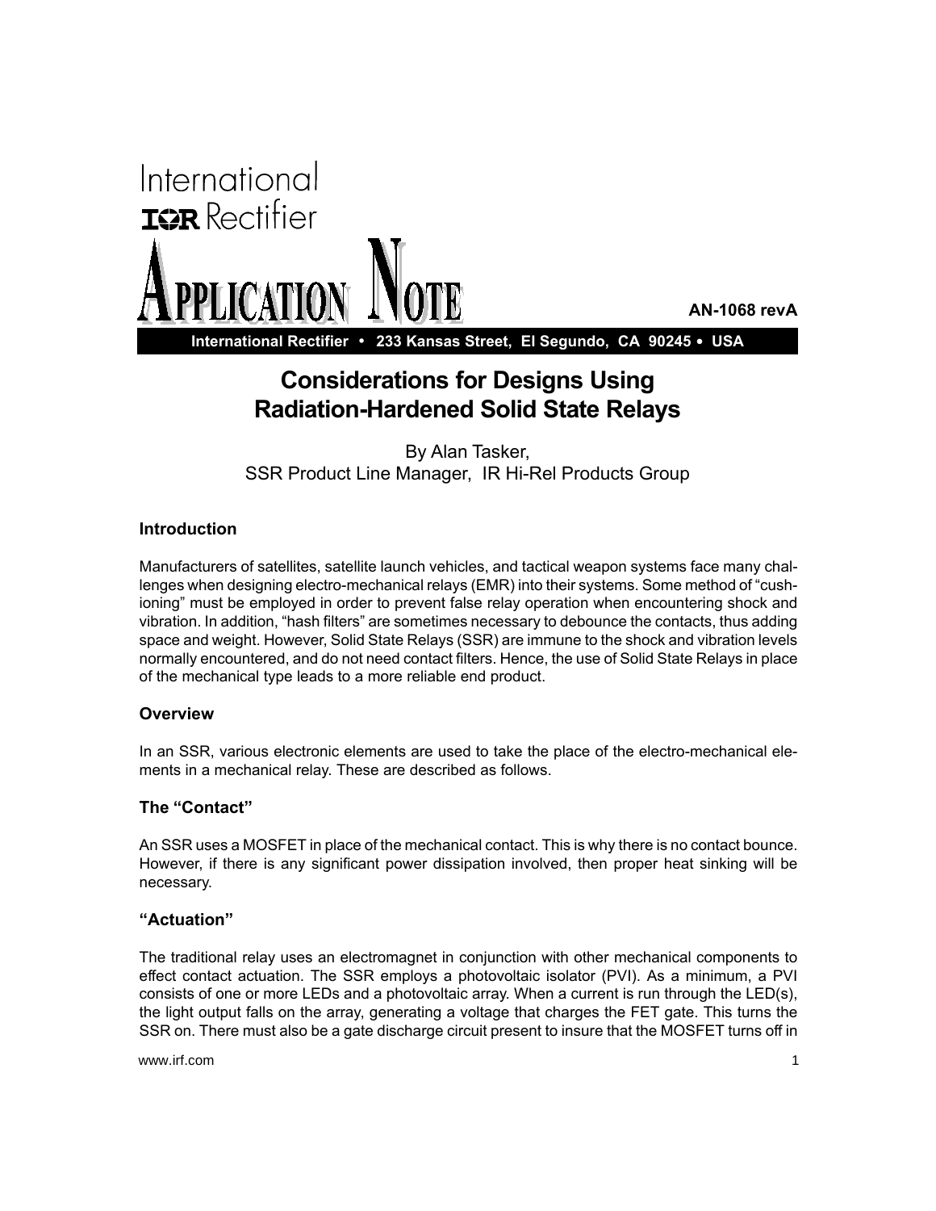International Rectifier

# APPLICATION NOTE

**AN-1068 revA**

**International Rectifier • 233 Kansas Street, El Segundo, CA 90245 • USA**

# Considerations for Designs Using Radiation-Hardened Solid State Relays

By Alan Tasker,
SSR Product Line Manager, IR Hi-Rel Products Group

### Introduction

Manufacturers of satellites, satellite launch vehicles, and tactical weapon systems face many challenges when designing electro-mechanical relays (EMR) into their systems. Some method of "cushioning" must be employed in order to prevent false relay operation when encountering shock and vibration. In addition, "hash filters" are sometimes necessary to debounce the contacts, thus adding space and weight. However, Solid State Relays (SSR) are immune to the shock and vibration levels normally encountered, and do not need contact filters. Hence, the use of Solid State Relays in place of the mechanical type leads to a more reliable end product.

### Overview

In an SSR, various electronic elements are used to take the place of the electro-mechanical elements in a mechanical relay. These are described as follows.

### The "Contact"

An SSR uses a MOSFET in place of the mechanical contact. This is why there is no contact bounce. However, if there is any significant power dissipation involved, then proper heat sinking will be necessary.

### "Actuation"

The traditional relay uses an electromagnet in conjunction with other mechanical components to effect contact actuation. The SSR employs a photovoltaic isolator (PVI). As a minimum, a PVI consists of one or more LEDs and a photovoltaic array. When a current is run through the LED(s), the light output falls on the array, generating a voltage that charges the FET gate. This turns the SSR on. There must also be a gate discharge circuit present to insure that the MOSFET turns off in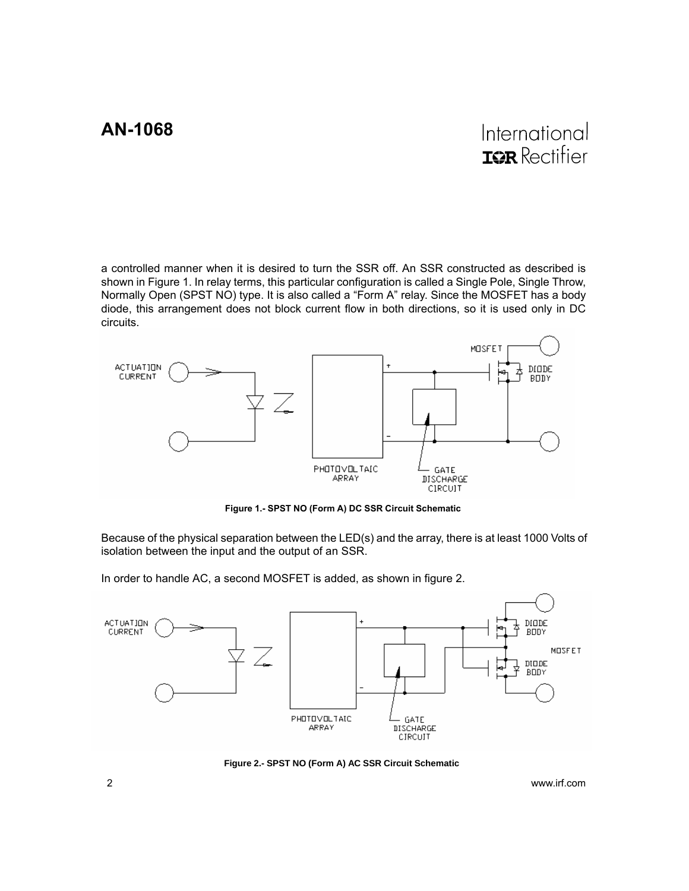a controlled manner when it is desired to turn the SSR off. An SSR constructed as described is shown in Figure 1. In relay terms, this particular configuration is called a Single Pole, Single Throw, Normally Open (SPST NO) type. It is also called a "Form A" relay. Since the MOSFET has a body diode, this arrangement does not block current flow in both directions, so it is used only in DC circuits.

**Figure 1.- SPST NO (Form A) DC SSR Circuit Schematic**

Because of the physical separation between the LED(s) and the array, there is at least 1000 Volts of isolation between the input and the output of an SSR.

In order to handle AC, a second MOSFET is added, as shown in figure 2.

**Figure 2.- SPST NO (Form A) AC SSR Circuit Schematic**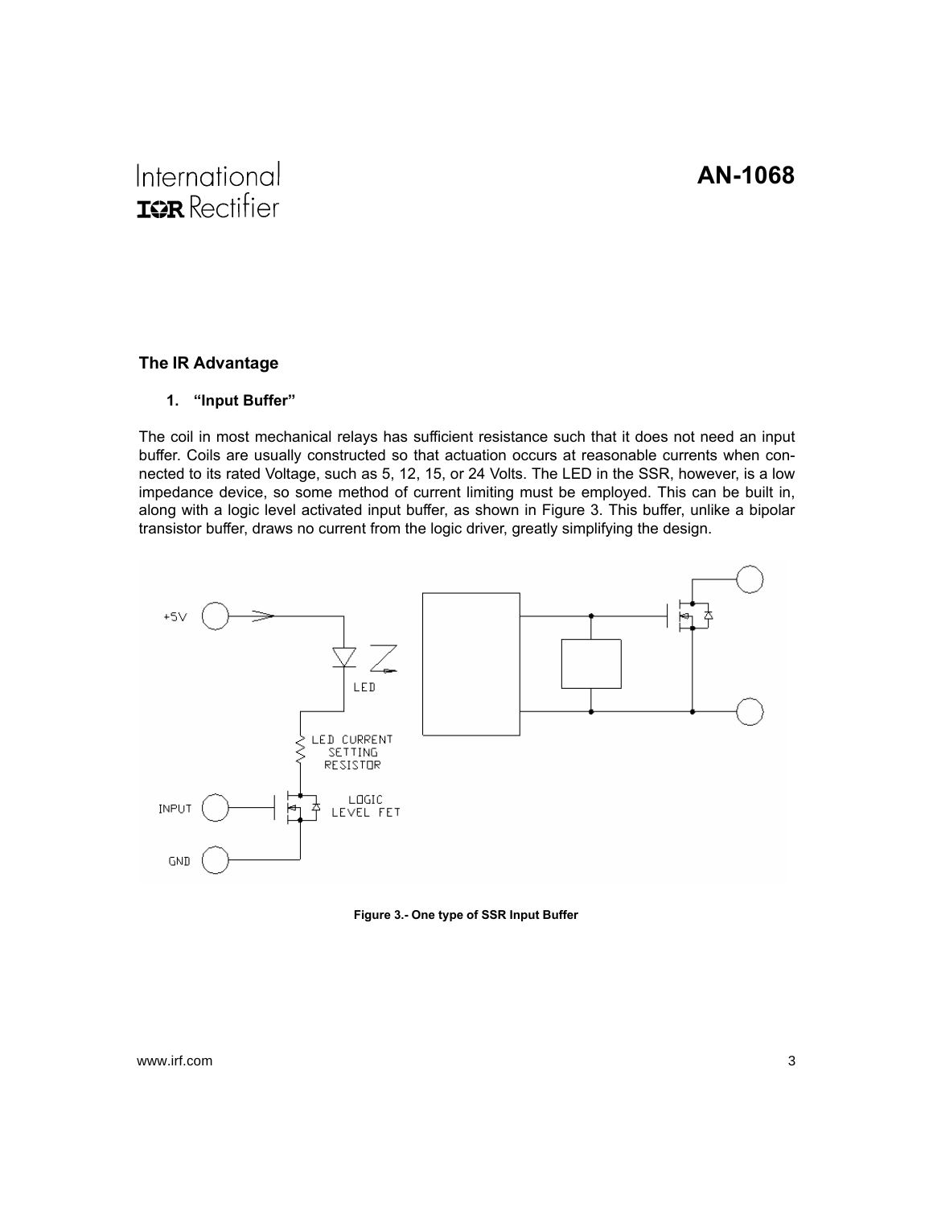## The IR Advantage

### 1. "Input Buffer"

The coil in most mechanical relays has sufficient resistance such that it does not need an input buffer. Coils are usually constructed so that actuation occurs at reasonable currents when connected to its rated Voltage, such as 5, 12, 15, or 24 Volts. The LED in the SSR, however, is a low impedance device, so some method of current limiting must be employed. This can be built in, along with a logic level activated input buffer, as shown in Figure 3. This buffer, unlike a bipolar transistor buffer, draws no current from the logic driver, greatly simplifying the design.

Figure 3.- One type of SSR Input Buffer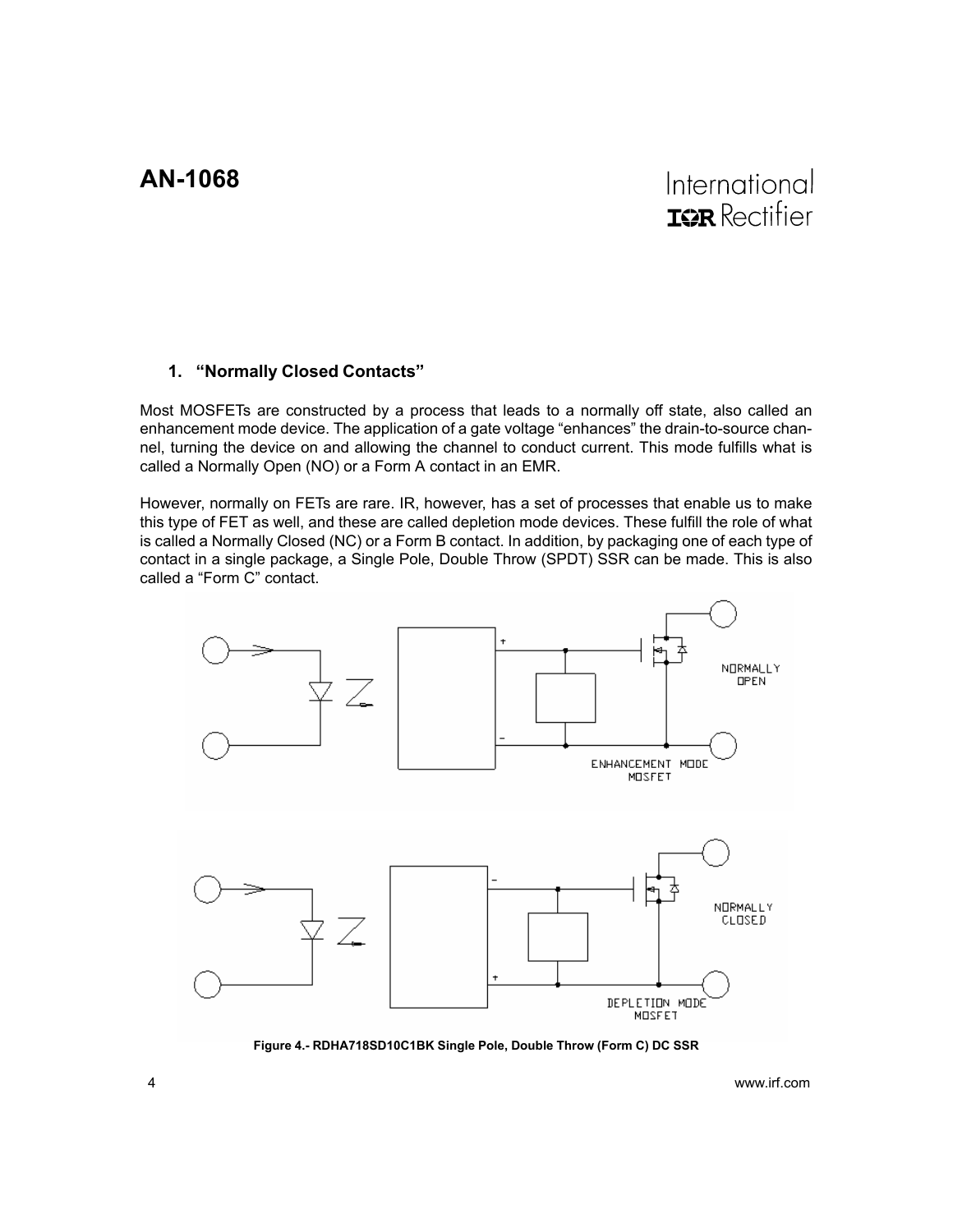### 1. "Normally Closed Contacts"

Most MOSFETs are constructed by a process that leads to a normally off state, also called an enhancement mode device. The application of a gate voltage "enhances" the drain-to-source channel, turning the device on and allowing the channel to conduct current. This mode fulfills what is called a Normally Open (NO) or a Form A contact in an EMR.

However, normally on FETs are rare. IR, however, has a set of processes that enable us to make this type of FET as well, and these are called depletion mode devices. These fulfill the role of what is called a Normally Closed (NC) or a Form B contact. In addition, by packaging one of each type of contact in a single package, a Single Pole, Double Throw (SPDT) SSR can be made. This is also called a "Form C" contact.

Figure 4.- RDHA718SD10C1BK Single Pole, Double Throw (Form C) DC SSR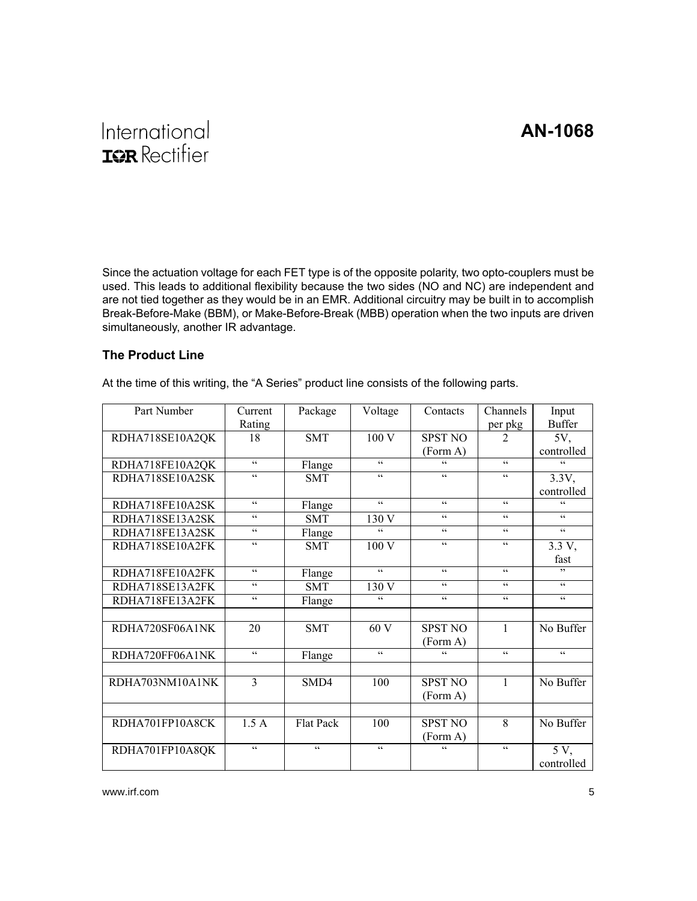Since the actuation voltage for each FET type is of the opposite polarity, two opto-couplers must be used. This leads to additional flexibility because the two sides (NO and NC) are independent and are not tied together as they would be in an EMR. Additional circuitry may be built in to accomplish Break-Before-Make (BBM), or Make-Before-Break (MBB) operation when the two inputs are driven simultaneously, another IR advantage.

### The Product Line

At the time of this writing, the "A Series" product line consists of the following parts.

| Part Number | Current Rating | Package | Voltage | Contacts | Channels per pkg | Input Buffer |
|---|---|---|---|---|---|---|
| RDHA718SE10A2QK | 18 | SMT | 100 V | SPST NO (Form A) | 2 | 5V, controlled |
| RDHA718FE10A2QK | " | Flange | " | " | " | " |
| RDHA718SE10A2SK | " | SMT | " | " | " | 3.3V, controlled |
| RDHA718FE10A2SK | " | Flange | " | " | " | " |
| RDHA718SE13A2SK | " | SMT | 130 V | " | " | " |
| RDHA718FE13A2SK | " | Flange | " | " | " | " |
| RDHA718SE10A2FK | " | SMT | 100 V | " | " | 3.3 V, fast |
| RDHA718FE10A2FK | " | Flange | " | " | " | " |
| RDHA718SE13A2FK | " | SMT | 130 V | " | " | " |
| RDHA718FE13A2FK | " | Flange | " | " | " | " |
| | | | | | | |
| RDHA720SF06A1NK | 20 | SMT | 60 V | SPST NO (Form A) | 1 | No Buffer |
| RDHA720FF06A1NK | " | Flange | " | " | " | " |
| | | | | | | |
| RDHA703NM10A1NK | 3 | SMD4 | 100 | SPST NO (Form A) | 1 | No Buffer |
| | | | | | | |
| RDHA701FP10A8CK | 1.5 A | Flat Pack | 100 | SPST NO (Form A) | 8 | No Buffer |
| RDHA701FP10A8QK | " | " | " | " | " | 5 V, controlled |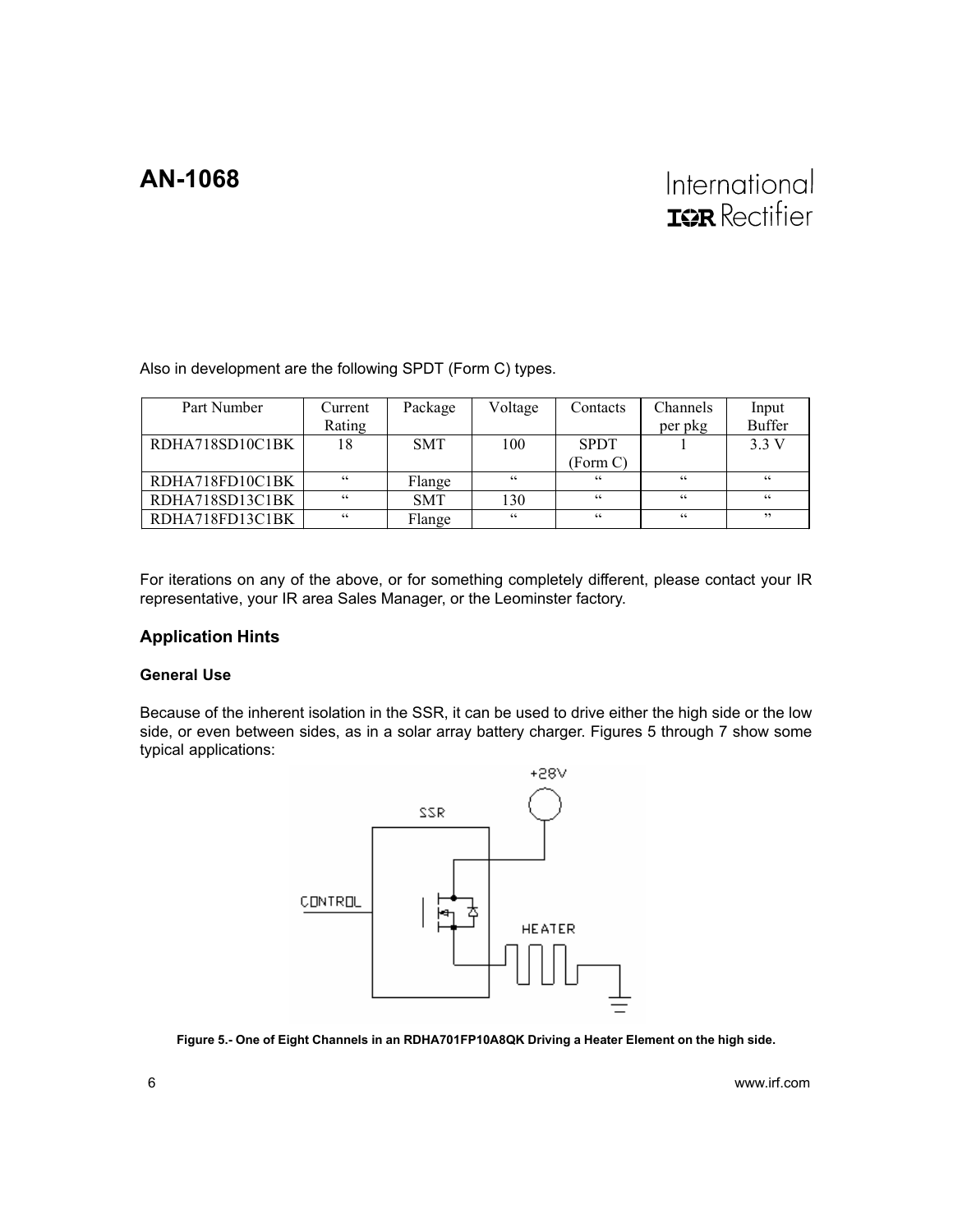Also in development are the following SPDT (Form C) types.

| Part Number | Current Rating | Package | Voltage | Contacts | Channels per pkg | Input Buffer |
|---|---|---|---|---|---|---|
| RDHA718SD10C1BK | 18 | SMT | 100 | SPDT (Form C) | 1 | 3.3 V |
| RDHA718FD10C1BK | " | Flange | " | " | " | " |
| RDHA718SD13C1BK | " | SMT | 130 | " | " | " |
| RDHA718FD13C1BK | " | Flange | " | " | " | " |

For iterations on any of the above, or for something completely different, please contact your IR representative, your IR area Sales Manager, or the Leominster factory.

## Application Hints

### General Use

Because of the inherent isolation in the SSR, it can be used to drive either the high side or the low side, or even between sides, as in a solar array battery charger. Figures 5 through 7 show some typical applications:

**Figure 5.- One of Eight Channels in an RDHA701FP10A8QK Driving a Heater Element on the high side.**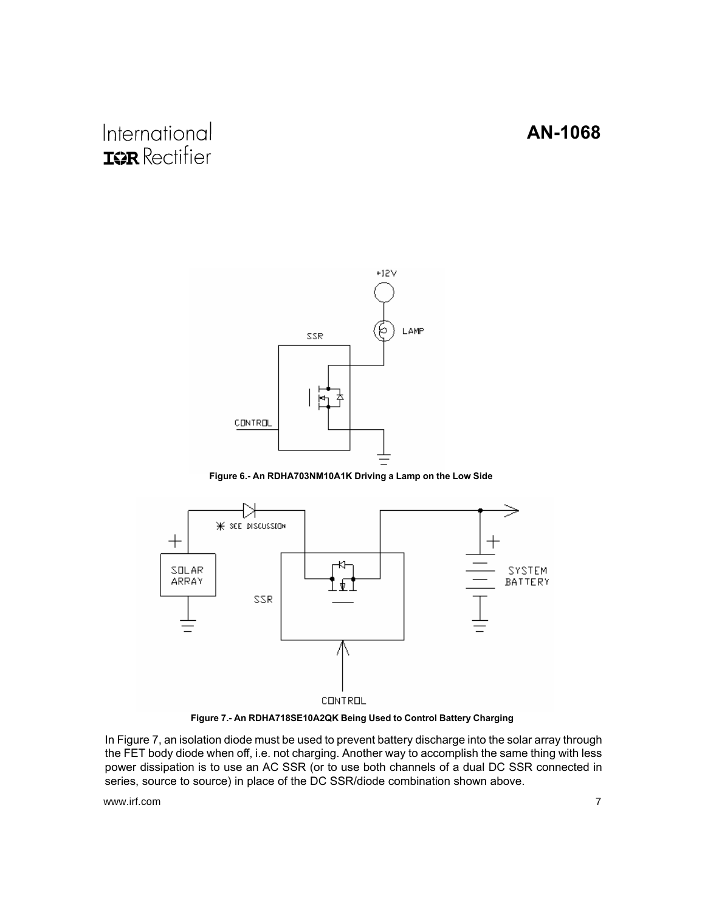Figure 6.- An RDHA703NM10A1K Driving a Lamp on the Low Side

Figure 7.- An RDHA718SE10A2QK Being Used to Control Battery Charging

In Figure 7, an isolation diode must be used to prevent battery discharge into the solar array through the FET body diode when off, i.e. not charging. Another way to accomplish the same thing with less power dissipation is to use an AC SSR (or to use both channels of a dual DC SSR connected in series, source to source) in place of the DC SSR/diode combination shown above.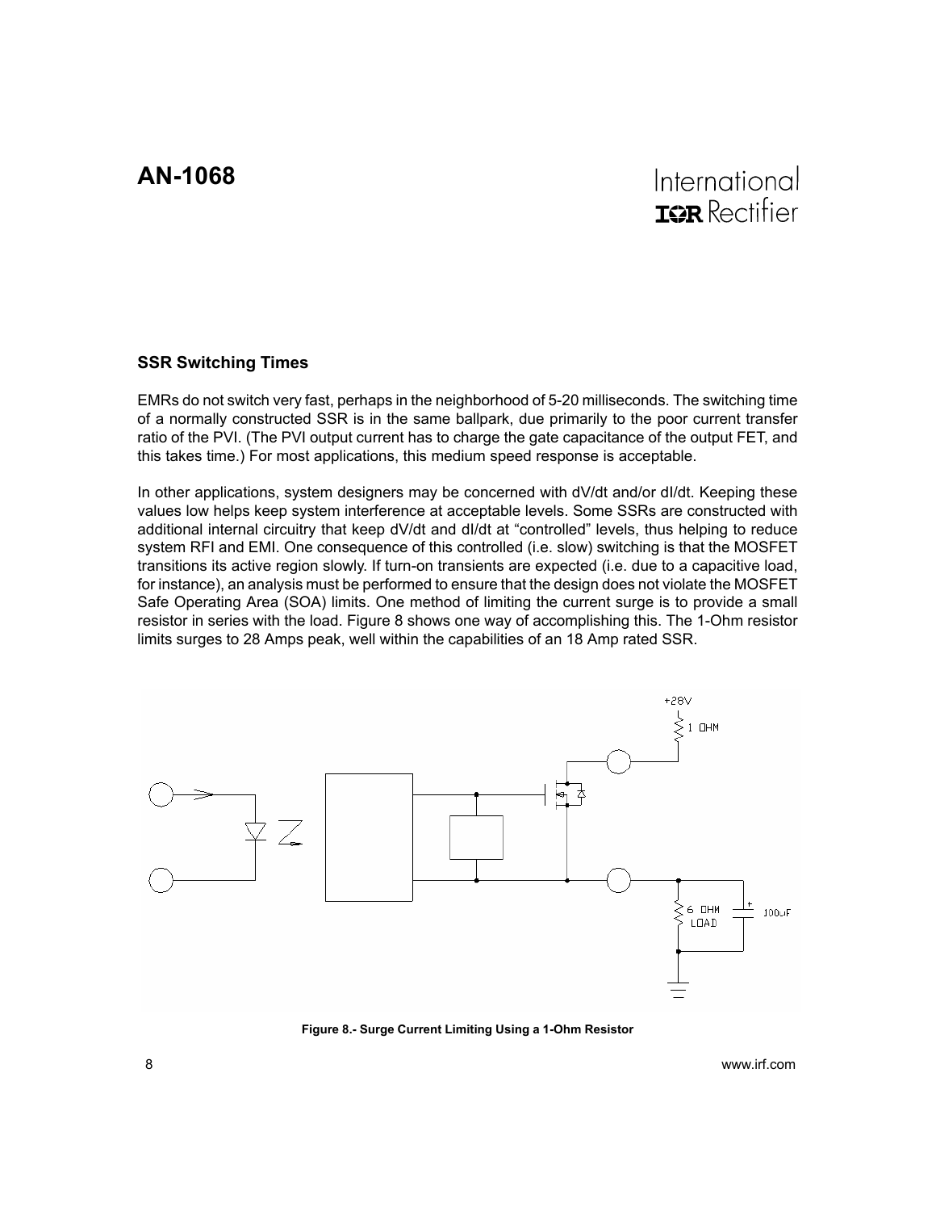### SSR Switching Times

EMRs do not switch very fast, perhaps in the neighborhood of 5-20 milliseconds. The switching time of a normally constructed SSR is in the same ballpark, due primarily to the poor current transfer ratio of the PVI. (The PVI output current has to charge the gate capacitance of the output FET, and this takes time.) For most applications, this medium speed response is acceptable.

In other applications, system designers may be concerned with dV/dt and/or dI/dt. Keeping these values low helps keep system interference at acceptable levels. Some SSRs are constructed with additional internal circuitry that keep dV/dt and dI/dt at "controlled" levels, thus helping to reduce system RFI and EMI. One consequence of this controlled (i.e. slow) switching is that the MOSFET transitions its active region slowly. If turn-on transients are expected (i.e. due to a capacitive load, for instance), an analysis must be performed to ensure that the design does not violate the MOSFET Safe Operating Area (SOA) limits. One method of limiting the current surge is to provide a small resistor in series with the load. Figure 8 shows one way of accomplishing this. The 1-Ohm resistor limits surges to 28 Amps peak, well within the capabilities of an 18 Amp rated SSR.

+28V

1 OHM

6 OHM LOAD

100uF

**Figure 8.- Surge Current Limiting Using a 1-Ohm Resistor**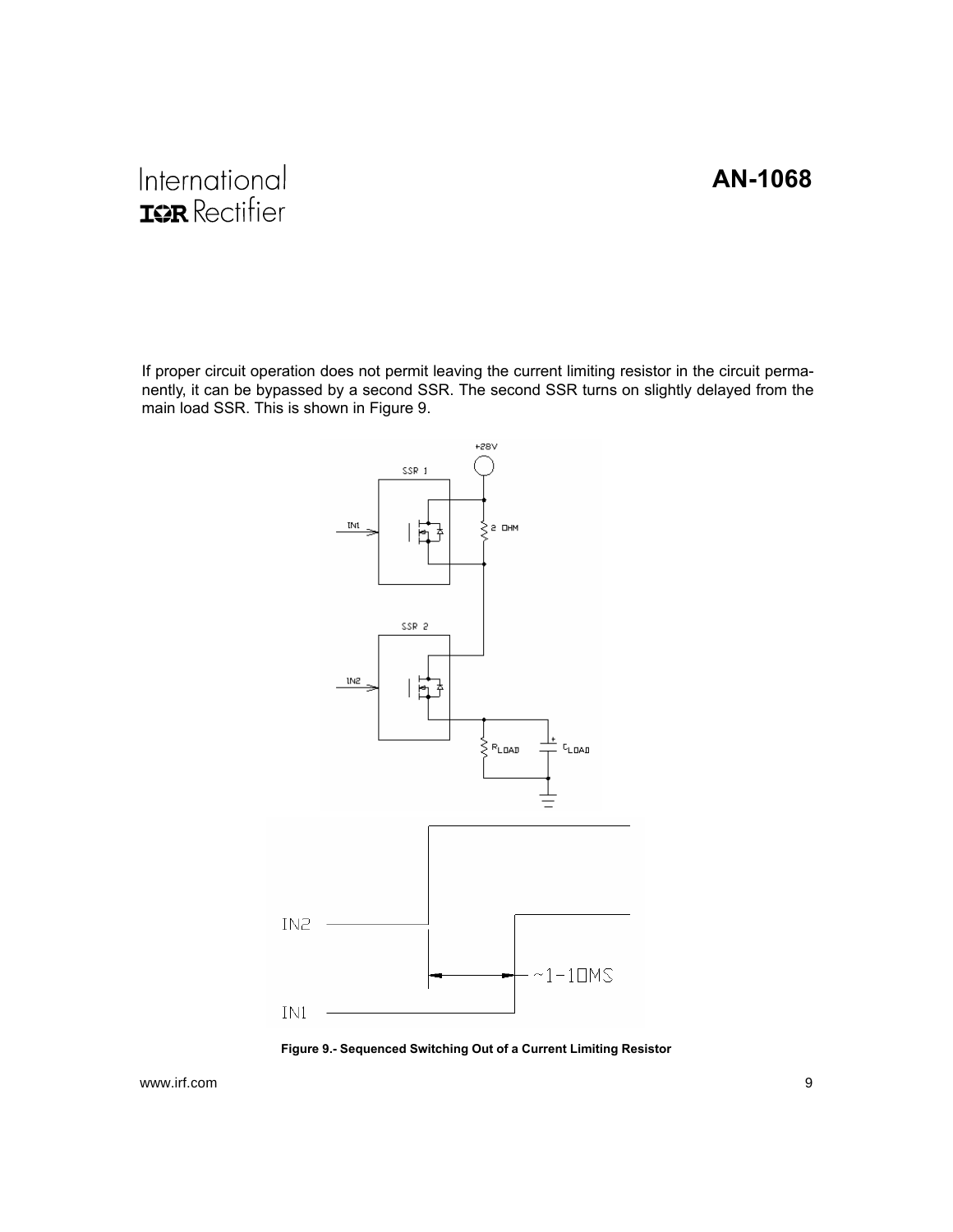If proper circuit operation does not permit leaving the current limiting resistor in the circuit permanently, it can be bypassed by a second SSR. The second SSR turns on slightly delayed from the main load SSR. This is shown in Figure 9.

**Figure 9.- Sequenced Switching Out of a Current Limiting Resistor**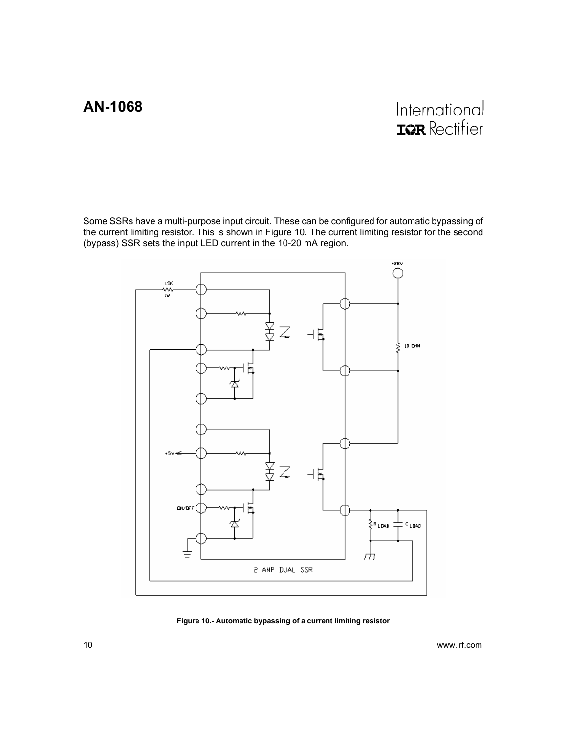Some SSRs have a multi-purpose input circuit. These can be configured for automatic bypassing of the current limiting resistor. This is shown in Figure 10. The current limiting resistor for the second (bypass) SSR sets the input LED current in the 10-20 mA region.

**Figure 10.- Automatic bypassing of a current limiting resistor**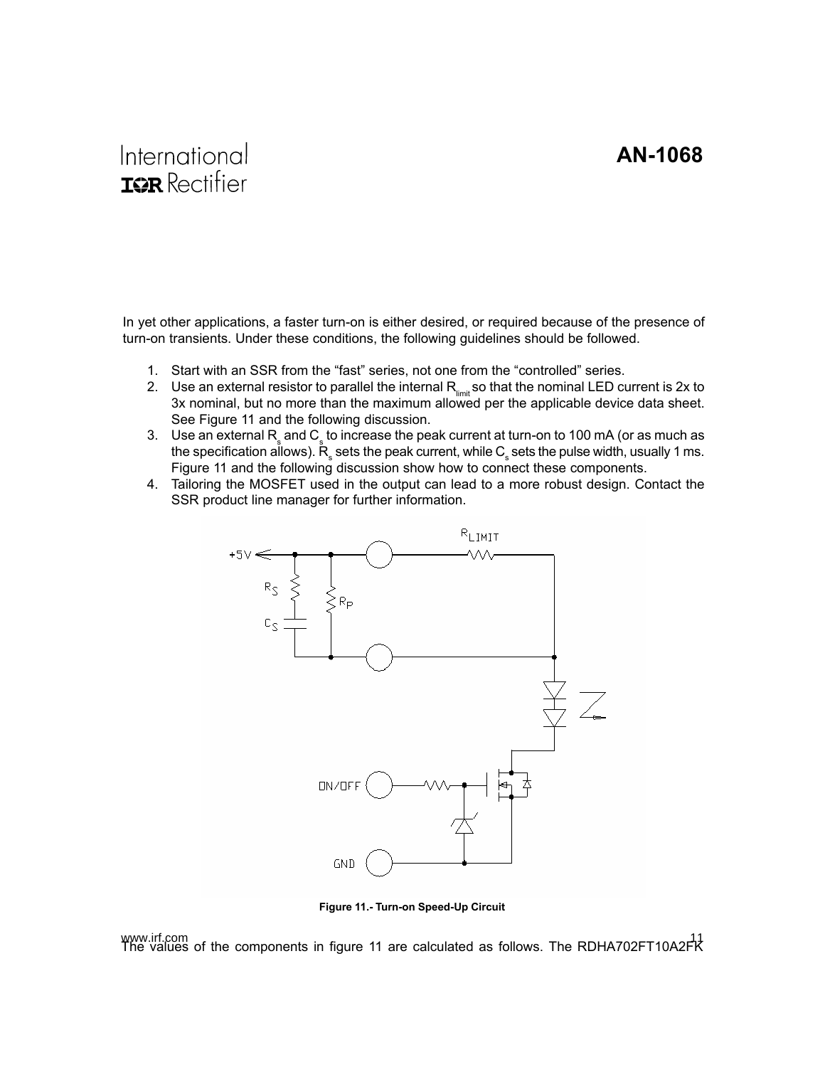In yet other applications, a faster turn-on is either desired, or required because of the presence of turn-on transients. Under these conditions, the following guidelines should be followed.

1. Start with an SSR from the “fast” series, not one from the “controlled” series.
2. Use an external resistor to parallel the internal $R_{limit}$ so that the nominal LED current is 2x to 3x nominal, but no more than the maximum allowed per the applicable device data sheet. See Figure 11 and the following discussion.
3. Use an external $R_s$ and $C_s$ to increase the peak current at turn-on to 100 mA (or as much as the specification allows). $R_s$ sets the peak current, while $C_s$ sets the pulse width, usually 1 ms. Figure 11 and the following discussion show how to connect these components.
4. Tailoring the MOSFET used in the output can lead to a more robust design. Contact the SSR product line manager for further information.

**Figure 11.- Turn-on Speed-Up Circuit**

The values of the components in figure 11 are calculated as follows. The RDHA702FT10A2FK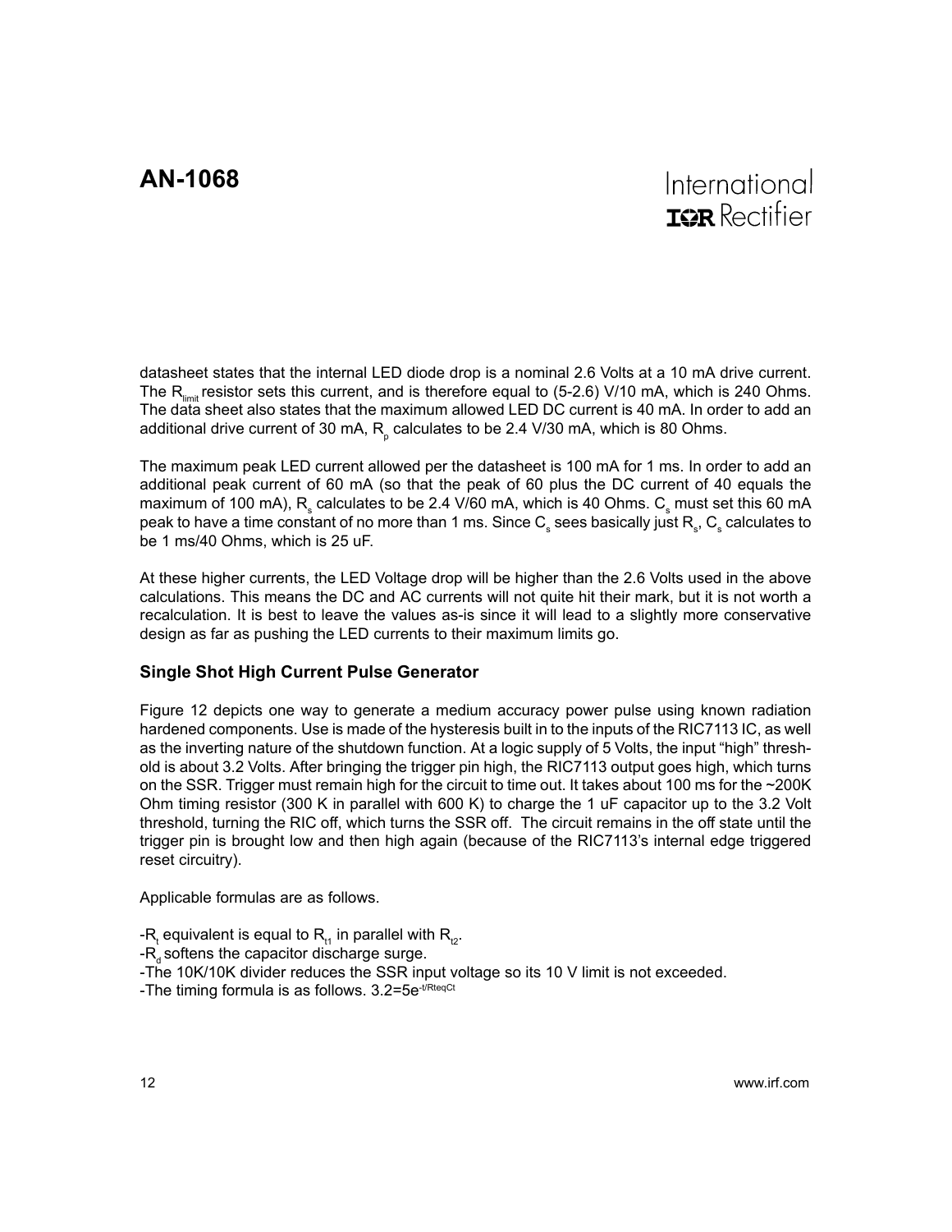datasheet states that the internal LED diode drop is a nominal 2.6 Volts at a 10 mA drive current. The $R_{limit}$ resistor sets this current, and is therefore equal to (5-2.6) V/10 mA, which is 240 Ohms. The data sheet also states that the maximum allowed LED DC current is 40 mA. In order to add an additional drive current of 30 mA, $R_p$ calculates to be 2.4 V/30 mA, which is 80 Ohms.

The maximum peak LED current allowed per the datasheet is 100 mA for 1 ms. In order to add an additional peak current of 60 mA (so that the peak of 60 plus the DC current of 40 equals the maximum of 100 mA), $R_s$ calculates to be 2.4 V/60 mA, which is 40 Ohms. $C_s$ must set this 60 mA peak to have a time constant of no more than 1 ms. Since $C_s$ sees basically just $R_s$, $C_s$ calculates to be 1 ms/40 Ohms, which is 25 uF.

At these higher currents, the LED Voltage drop will be higher than the 2.6 Volts used in the above calculations. This means the DC and AC currents will not quite hit their mark, but it is not worth a recalculation. It is best to leave the values as-is since it will lead to a slightly more conservative design as far as pushing the LED currents to their maximum limits go.

### Single Shot High Current Pulse Generator

Figure 12 depicts one way to generate a medium accuracy power pulse using known radiation hardened components. Use is made of the hysteresis built in to the inputs of the RIC7113 IC, as well as the inverting nature of the shutdown function. At a logic supply of 5 Volts, the input "high" threshold is about 3.2 Volts. After bringing the trigger pin high, the RIC7113 output goes high, which turns on the SSR. Trigger must remain high for the circuit to time out. It takes about 100 ms for the ~200K Ohm timing resistor (300 K in parallel with 600 K) to charge the 1 uF capacitor up to the 3.2 Volt threshold, turning the RIC off, which turns the SSR off. The circuit remains in the off state until the trigger pin is brought low and then high again (because of the RIC7113's internal edge triggered reset circuitry).

Applicable formulas are as follows.

-$R_t$ equivalent is equal to $R_{t1}$ in parallel with $R_{t2}$.
-$R_d$ softens the capacitor discharge surge.
-The 10K/10K divider reduces the SSR input voltage so its 10 V limit is not exceeded.
-The timing formula is as follows. $3.2=5e^{-t/R_{teq}C_t}$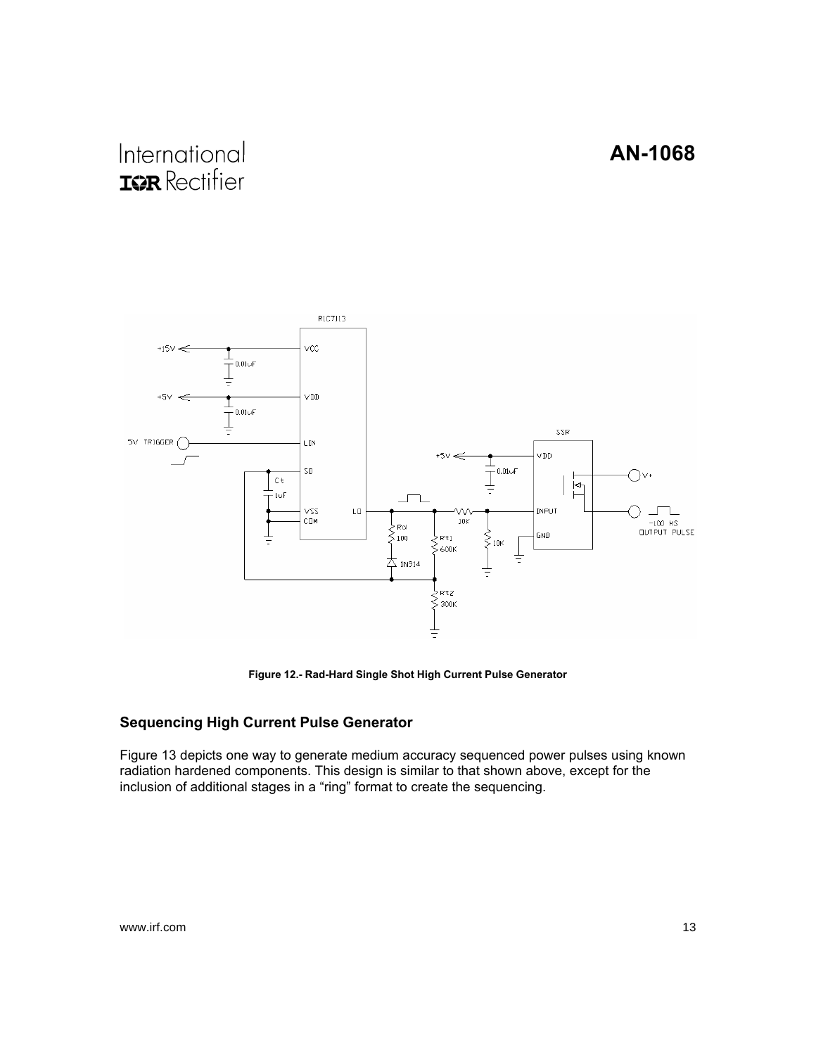Figure 12.- Rad-Hard Single Shot High Current Pulse Generator

## Sequencing High Current Pulse Generator

Figure 13 depicts one way to generate medium accuracy sequenced power pulses using known radiation hardened components. This design is similar to that shown above, except for the inclusion of additional stages in a "ring" format to create the sequencing.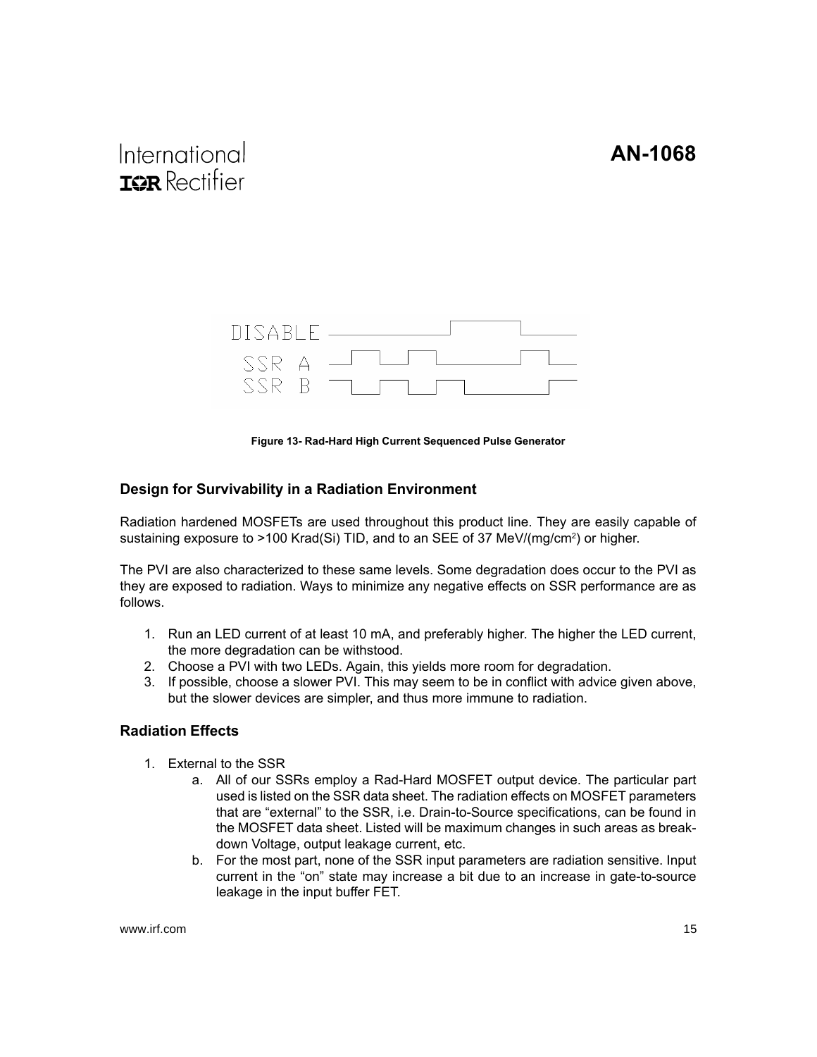DISABLE

SSR A

SSR B

**Figure 13- Rad-Hard High Current Sequenced Pulse Generator**

### Design for Survivability in a Radiation Environment

Radiation hardened MOSFETs are used throughout this product line. They are easily capable of sustaining exposure to >100 Krad(Si) TID, and to an SEE of 37 MeV/(mg/cm$^2$) or higher.

The PVI are also characterized to these same levels. Some degradation does occur to the PVI as they are exposed to radiation. Ways to minimize any negative effects on SSR performance are as follows.

1. Run an LED current of at least 10 mA, and preferably higher. The higher the LED current, the more degradation can be withstood.
2. Choose a PVI with two LEDs. Again, this yields more room for degradation.
3. If possible, choose a slower PVI. This may seem to be in conflict with advice given above, but the slower devices are simpler, and thus more immune to radiation.

### Radiation Effects

1. External to the SSR
   a. All of our SSRs employ a Rad-Hard MOSFET output device. The particular part used is listed on the SSR data sheet. The radiation effects on MOSFET parameters that are "external" to the SSR, i.e. Drain-to-Source specifications, can be found in the MOSFET data sheet. Listed will be maximum changes in such areas as break-down Voltage, output leakage current, etc.
   b. For the most part, none of the SSR input parameters are radiation sensitive. Input current in the "on" state may increase a bit due to an increase in gate-to-source leakage in the input buffer FET.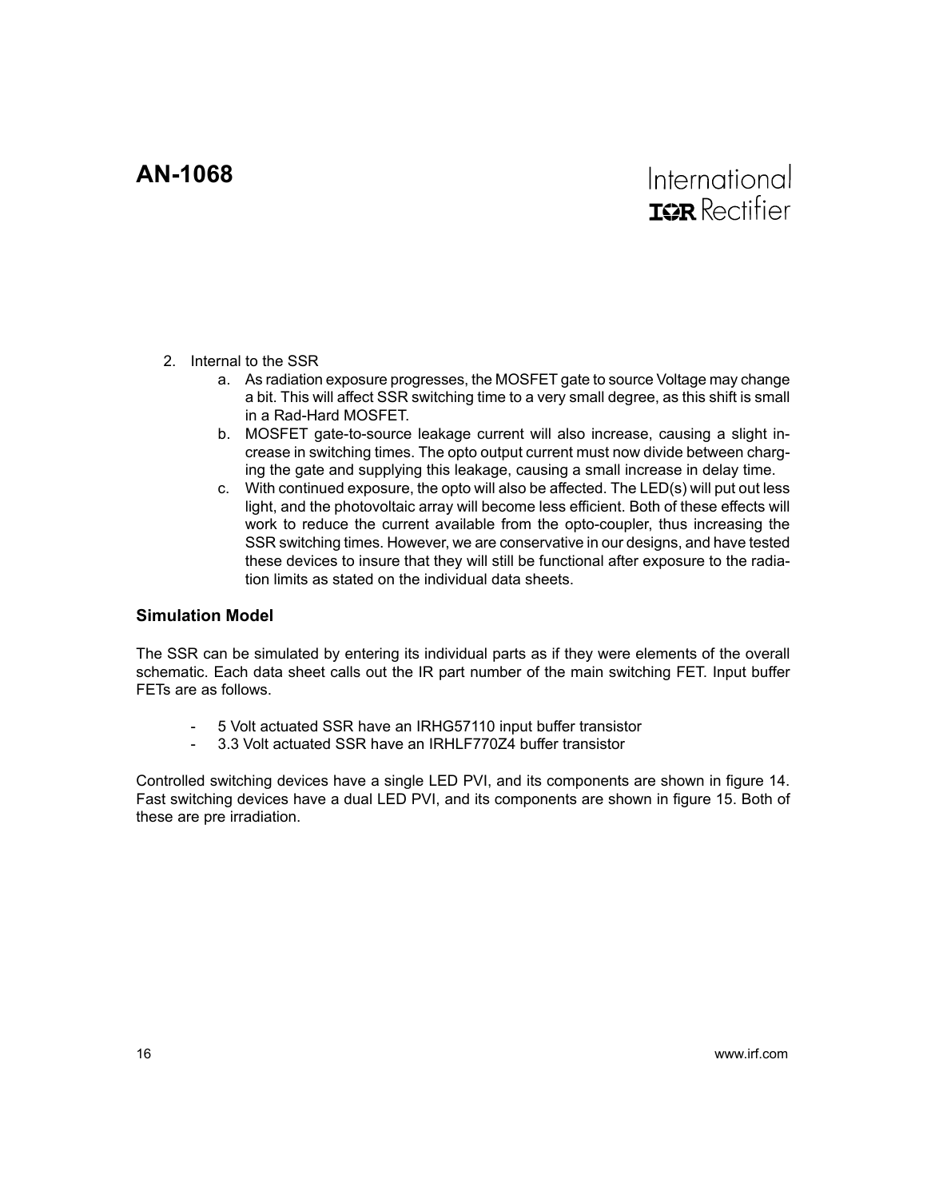2. Internal to the SSR
    a. As radiation exposure progresses, the MOSFET gate to source Voltage may change a bit. This will affect SSR switching time to a very small degree, as this shift is small in a Rad-Hard MOSFET.
    b. MOSFET gate-to-source leakage current will also increase, causing a slight increase in switching times. The opto output current must now divide between charging the gate and supplying this leakage, causing a small increase in delay time.
    c. With continued exposure, the opto will also be affected. The LED(s) will put out less light, and the photovoltaic array will become less efficient. Both of these effects will work to reduce the current available from the opto-coupler, thus increasing the SSR switching times. However, we are conservative in our designs, and have tested these devices to insure that they will still be functional after exposure to the radiation limits as stated on the individual data sheets.

### Simulation Model

The SSR can be simulated by entering its individual parts as if they were elements of the overall schematic. Each data sheet calls out the IR part number of the main switching FET. Input buffer FETs are as follows.

- 5 Volt actuated SSR have an IRHG57110 input buffer transistor
- 3.3 Volt actuated SSR have an IRHLF770Z4 buffer transistor

Controlled switching devices have a single LED PVI, and its components are shown in figure 14. Fast switching devices have a dual LED PVI, and its components are shown in figure 15. Both of these are pre irradiation.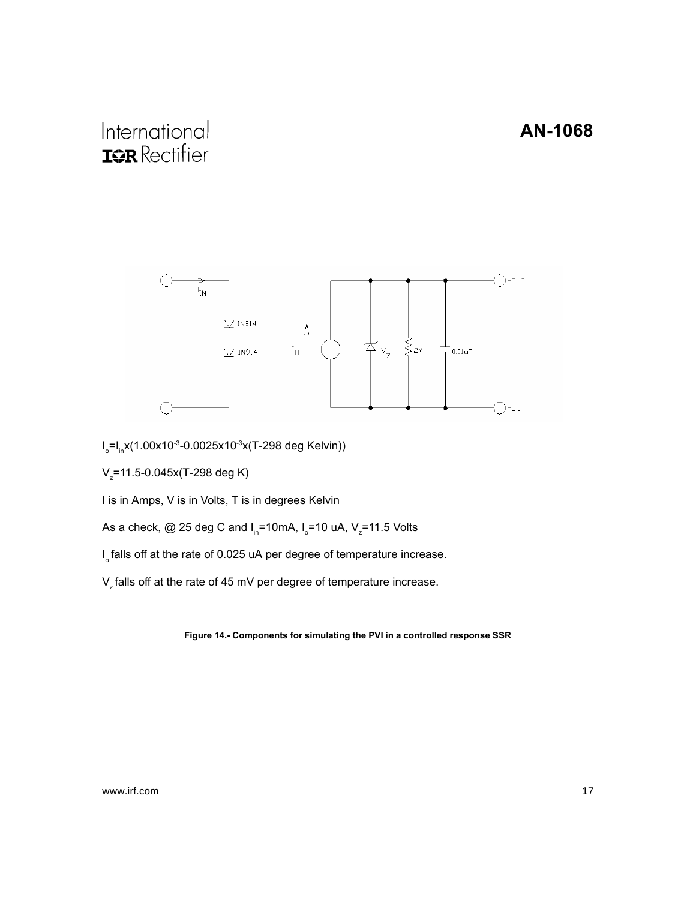$I_o = I_{in} x(1.00x10^{-3} - 0.0025x10^{-3} x(T-298 \text{ deg Kelvin}))$

$V_z = 11.5 - 0.045x(T-298 \text{ deg K})$

I is in Amps, V is in Volts, T is in degrees Kelvin

As a check, @ 25 deg C and $I_{in}$=10mA, $I_o$=10 uA, $V_z$=11.5 Volts

$I_o$ falls off at the rate of 0.025 uA per degree of temperature increase.

$V_z$ falls off at the rate of 45 mV per degree of temperature increase.

**Figure 14.- Components for simulating the PVI in a controlled response SSR**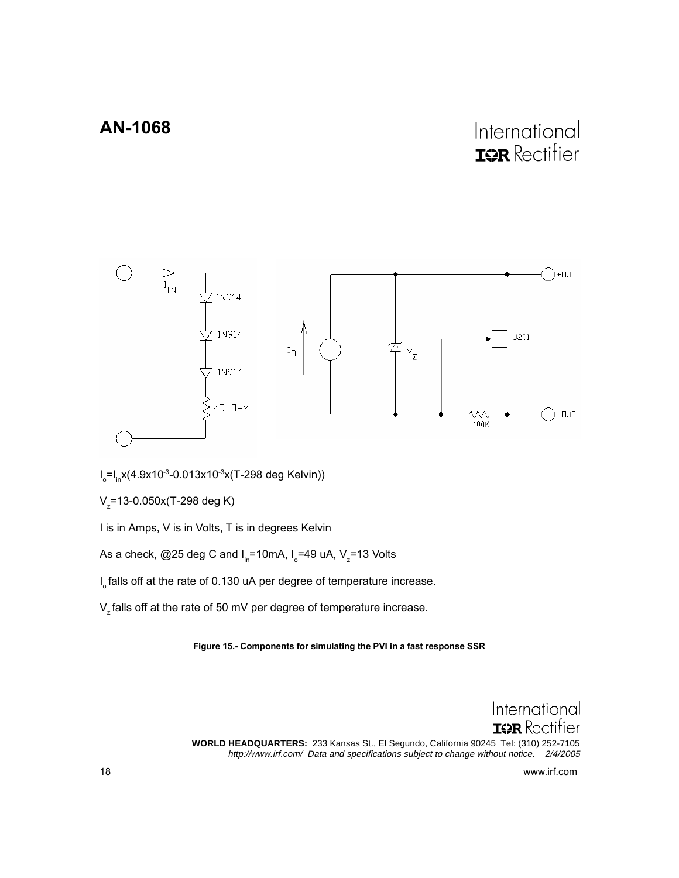$I_o = I_{in} x(4.9x10^{-3} - 0.013x10^{-3} x(T-298 \text{ deg Kelvin}))$

$V_z = 13 - 0.050x(T-298 \text{ deg K})$

I is in Amps, V is in Volts, T is in degrees Kelvin

As a check, @25 deg C and $I_{in}$=10mA, $I_o$=49 uA, $V_z$=13 Volts

$I_o$ falls off at the rate of 0.130 uA per degree of temperature increase.

$V_z$ falls off at the rate of 50 mV per degree of temperature increase.

**Figure 15.- Components for simulating the PVI in a fast response SSR**

**WORLD HEADQUARTERS:** 233 Kansas St., El Segundo, California 90245 Tel: (310) 252-7105
*http://www.irf.com/ Data and specifications subject to change without notice. 2/4/2005*